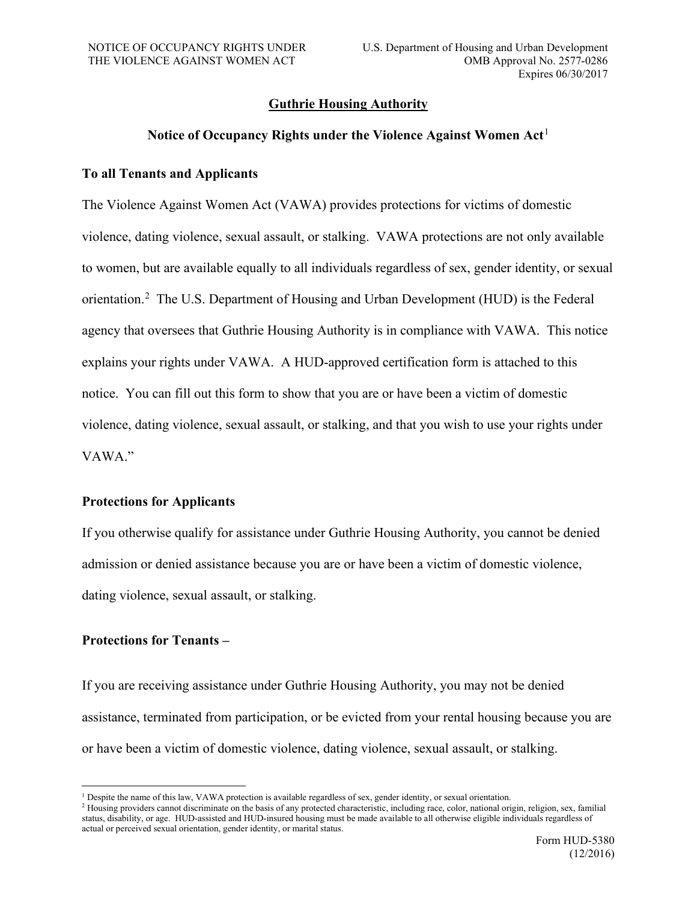NOTICE OF OCCUPANCY RIGHTS UNDER THE VIOLENCE AGAINST WOMEN ACT

U.S. Department of Housing and Urban Development
OMB Approval No. 2577-0286
Expires 06/30/2017

# Guthrie Housing Authority

## Notice of Occupancy Rights under the Violence Against Women Act[1]

### To all Tenants and Applicants

The Violence Against Women Act (VAWA) provides protections for victims of domestic violence, dating violence, sexual assault, or stalking. VAWA protections are not only available to women, but are available equally to all individuals regardless of sex, gender identity, or sexual orientation.[2] The U.S. Department of Housing and Urban Development (HUD) is the Federal agency that oversees that Guthrie Housing Authority is in compliance with VAWA. This notice explains your rights under VAWA. A HUD-approved certification form is attached to this notice. You can fill out this form to show that you are or have been a victim of domestic violence, dating violence, sexual assault, or stalking, and that you wish to use your rights under VAWA."

### Protections for Applicants

If you otherwise qualify for assistance under Guthrie Housing Authority, you cannot be denied admission or denied assistance because you are or have been a victim of domestic violence, dating violence, sexual assault, or stalking.

### Protections for Tenants –

If you are receiving assistance under Guthrie Housing Authority, you may not be denied assistance, terminated from participation, or be evicted from your rental housing because you are or have been a victim of domestic violence, dating violence, sexual assault, or stalking.

---

[1] Despite the name of this law, VAWA protection is available regardless of sex, gender identity, or sexual orientation.

[2] Housing providers cannot discriminate on the basis of any protected characteristic, including race, color, national origin, religion, sex, familial status, disability, or age. HUD-assisted and HUD-insured housing must be made available to all otherwise eligible individuals regardless of actual or perceived sexual orientation, gender identity, or marital status.

Form HUD-5380 (12/2016)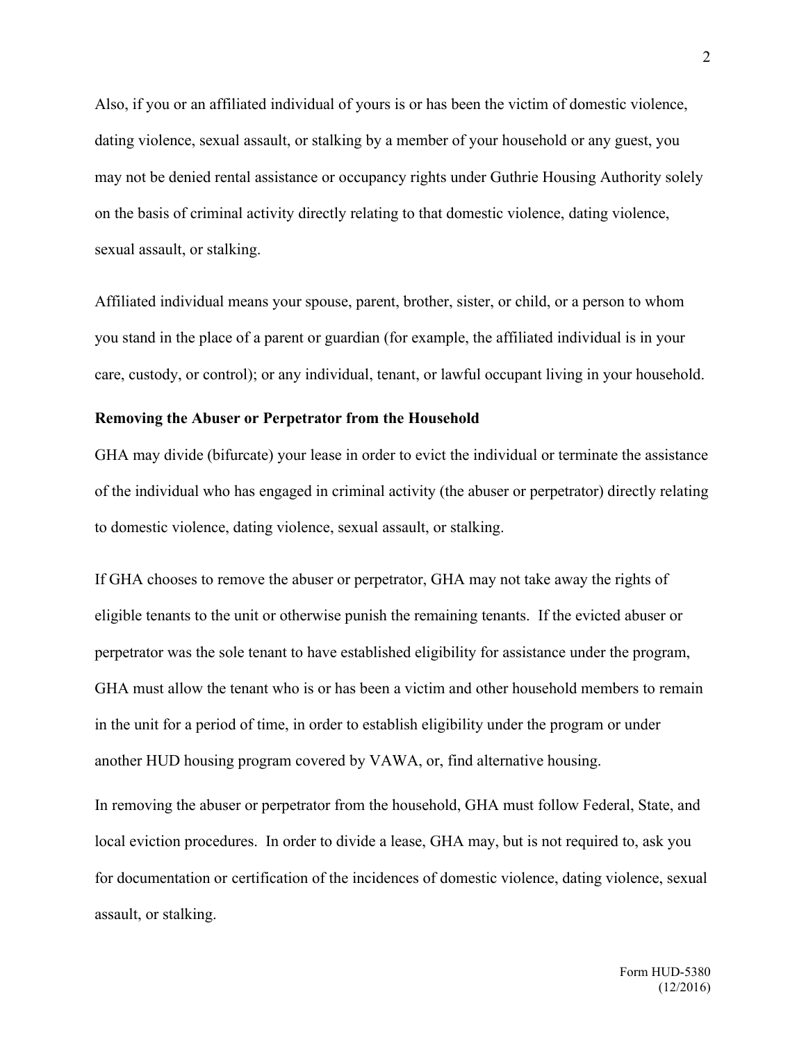Also, if you or an affiliated individual of yours is or has been the victim of domestic violence, dating violence, sexual assault, or stalking by a member of your household or any guest, you may not be denied rental assistance or occupancy rights under Guthrie Housing Authority solely on the basis of criminal activity directly relating to that domestic violence, dating violence, sexual assault, or stalking.

Affiliated individual means your spouse, parent, brother, sister, or child, or a person to whom you stand in the place of a parent or guardian (for example, the affiliated individual is in your care, custody, or control); or any individual, tenant, or lawful occupant living in your household.

**Removing the Abuser or Perpetrator from the Household**

GHA may divide (bifurcate) your lease in order to evict the individual or terminate the assistance of the individual who has engaged in criminal activity (the abuser or perpetrator) directly relating to domestic violence, dating violence, sexual assault, or stalking.

If GHA chooses to remove the abuser or perpetrator, GHA may not take away the rights of eligible tenants to the unit or otherwise punish the remaining tenants. If the evicted abuser or perpetrator was the sole tenant to have established eligibility for assistance under the program, GHA must allow the tenant who is or has been a victim and other household members to remain in the unit for a period of time, in order to establish eligibility under the program or under another HUD housing program covered by VAWA, or, find alternative housing.

In removing the abuser or perpetrator from the household, GHA must follow Federal, State, and local eviction procedures. In order to divide a lease, GHA may, but is not required to, ask you for documentation or certification of the incidences of domestic violence, dating violence, sexual assault, or stalking.

Form HUD-5380 (12/2016)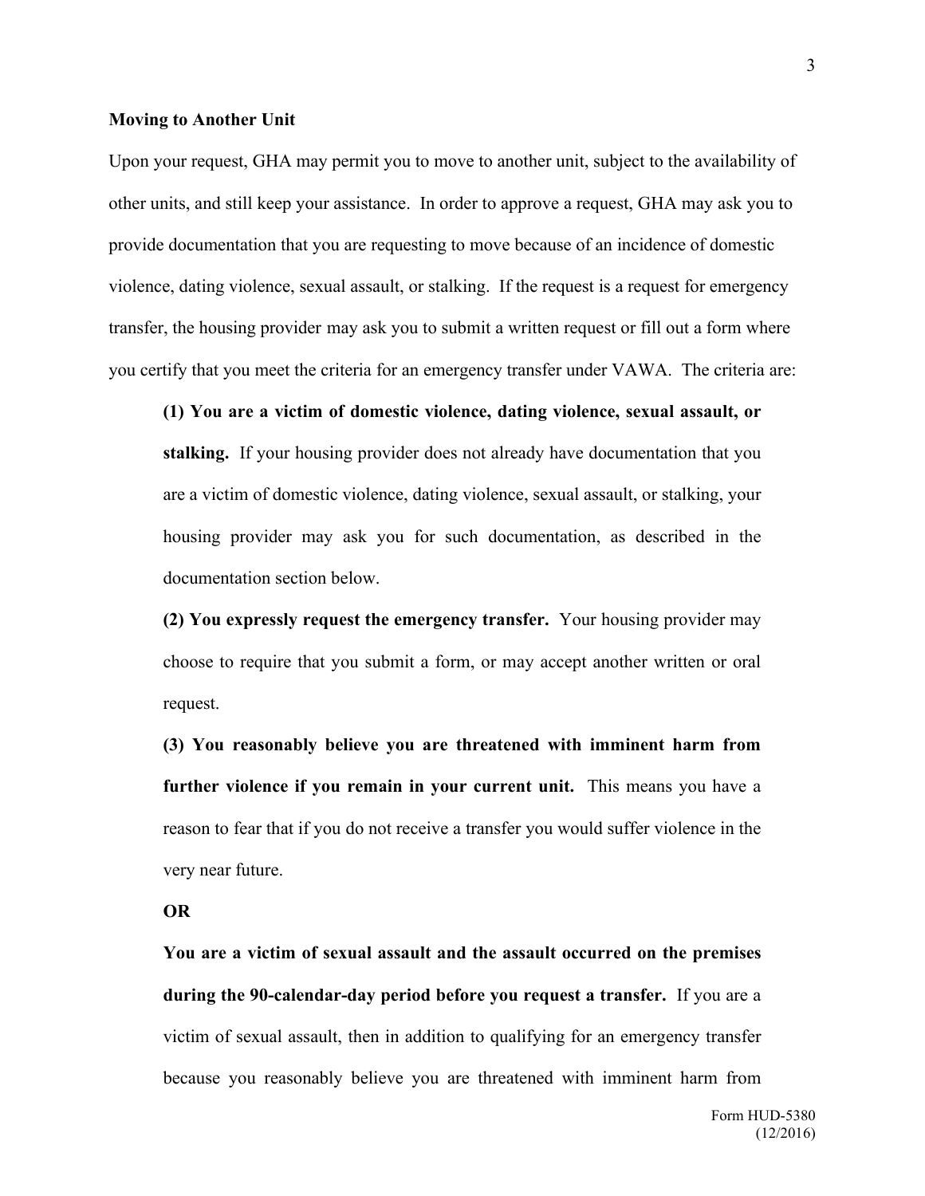**Moving to Another Unit**

Upon your request, GHA may permit you to move to another unit, subject to the availability of other units, and still keep your assistance. In order to approve a request, GHA may ask you to provide documentation that you are requesting to move because of an incidence of domestic violence, dating violence, sexual assault, or stalking. If the request is a request for emergency transfer, the housing provider may ask you to submit a written request or fill out a form where you certify that you meet the criteria for an emergency transfer under VAWA. The criteria are:

> **(1) You are a victim of domestic violence, dating violence, sexual assault, or stalking.** If your housing provider does not already have documentation that you are a victim of domestic violence, dating violence, sexual assault, or stalking, your housing provider may ask you for such documentation, as described in the documentation section below.
>
> **(2) You expressly request the emergency transfer.** Your housing provider may choose to require that you submit a form, or may accept another written or oral request.
>
> **(3) You reasonably believe you are threatened with imminent harm from further violence if you remain in your current unit.** This means you have a reason to fear that if you do not receive a transfer you would suffer violence in the very near future.
>
> **OR**
>
> **You are a victim of sexual assault and the assault occurred on the premises during the 90-calendar-day period before you request a transfer.** If you are a victim of sexual assault, then in addition to qualifying for an emergency transfer because you reasonably believe you are threatened with imminent harm from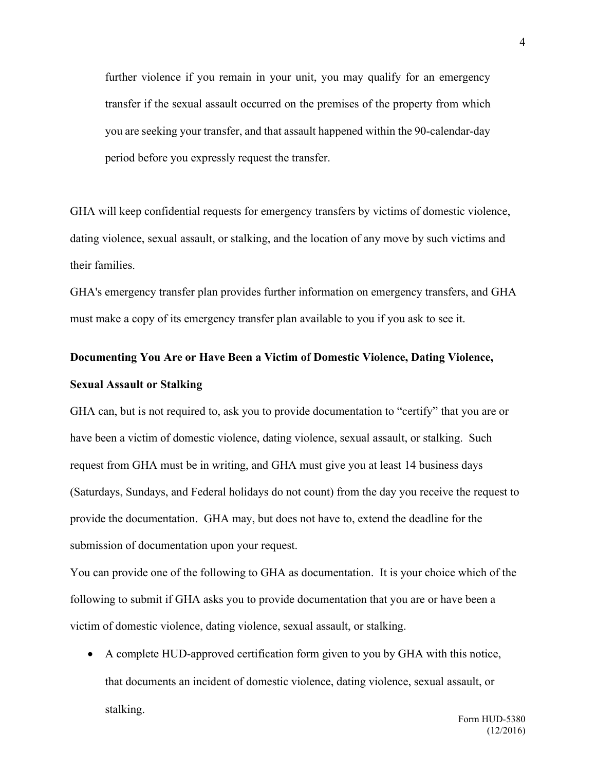further violence if you remain in your unit, you may qualify for an emergency transfer if the sexual assault occurred on the premises of the property from which you are seeking your transfer, and that assault happened within the 90-calendar-day period before you expressly request the transfer.

GHA will keep confidential requests for emergency transfers by victims of domestic violence, dating violence, sexual assault, or stalking, and the location of any move by such victims and their families.

GHA's emergency transfer plan provides further information on emergency transfers, and GHA must make a copy of its emergency transfer plan available to you if you ask to see it.

**Documenting You Are or Have Been a Victim of Domestic Violence, Dating Violence, Sexual Assault or Stalking**

GHA can, but is not required to, ask you to provide documentation to "certify" that you are or have been a victim of domestic violence, dating violence, sexual assault, or stalking. Such request from GHA must be in writing, and GHA must give you at least 14 business days (Saturdays, Sundays, and Federal holidays do not count) from the day you receive the request to provide the documentation. GHA may, but does not have to, extend the deadline for the submission of documentation upon your request.

You can provide one of the following to GHA as documentation. It is your choice which of the following to submit if GHA asks you to provide documentation that you are or have been a victim of domestic violence, dating violence, sexual assault, or stalking.

- A complete HUD-approved certification form given to you by GHA with this notice, that documents an incident of domestic violence, dating violence, sexual assault, or stalking.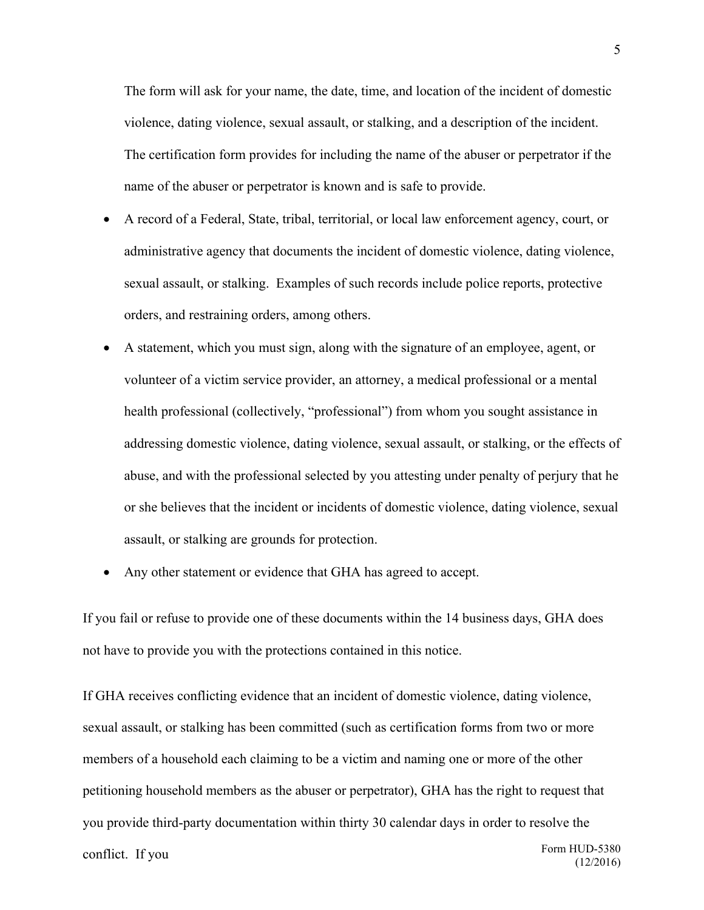The form will ask for your name, the date, time, and location of the incident of domestic violence, dating violence, sexual assault, or stalking, and a description of the incident. The certification form provides for including the name of the abuser or perpetrator if the name of the abuser or perpetrator is known and is safe to provide.

- A record of a Federal, State, tribal, territorial, or local law enforcement agency, court, or administrative agency that documents the incident of domestic violence, dating violence, sexual assault, or stalking. Examples of such records include police reports, protective orders, and restraining orders, among others.
- A statement, which you must sign, along with the signature of an employee, agent, or volunteer of a victim service provider, an attorney, a medical professional or a mental health professional (collectively, "professional") from whom you sought assistance in addressing domestic violence, dating violence, sexual assault, or stalking, or the effects of abuse, and with the professional selected by you attesting under penalty of perjury that he or she believes that the incident or incidents of domestic violence, dating violence, sexual assault, or stalking are grounds for protection.
- Any other statement or evidence that GHA has agreed to accept.

If you fail or refuse to provide one of these documents within the 14 business days, GHA does not have to provide you with the protections contained in this notice.

If GHA receives conflicting evidence that an incident of domestic violence, dating violence, sexual assault, or stalking has been committed (such as certification forms from two or more members of a household each claiming to be a victim and naming one or more of the other petitioning household members as the abuser or perpetrator), GHA has the right to request that you provide third-party documentation within thirty 30 calendar days in order to resolve the conflict. If you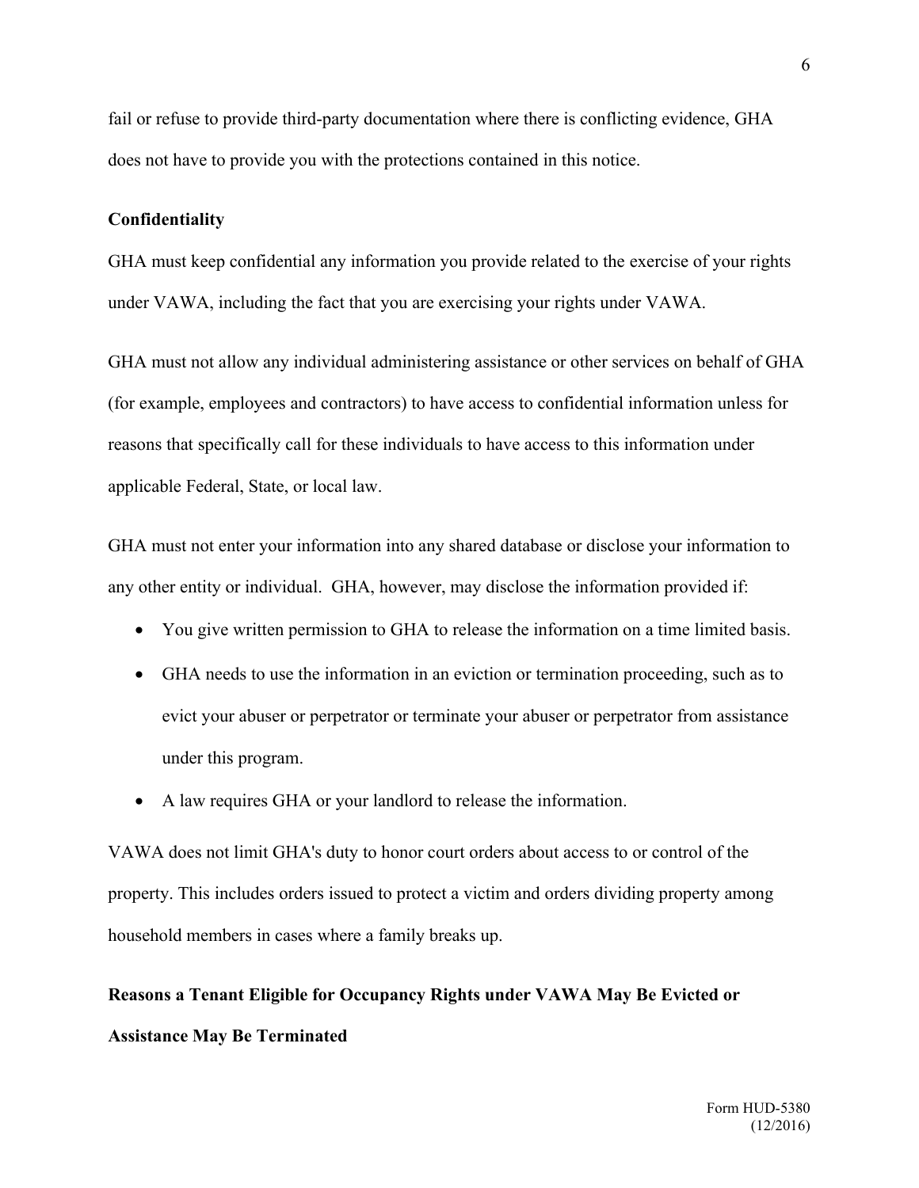fail or refuse to provide third-party documentation where there is conflicting evidence, GHA does not have to provide you with the protections contained in this notice.

**Confidentiality**

GHA must keep confidential any information you provide related to the exercise of your rights under VAWA, including the fact that you are exercising your rights under VAWA.

GHA must not allow any individual administering assistance or other services on behalf of GHA (for example, employees and contractors) to have access to confidential information unless for reasons that specifically call for these individuals to have access to this information under applicable Federal, State, or local law.

GHA must not enter your information into any shared database or disclose your information to any other entity or individual. GHA, however, may disclose the information provided if:

- You give written permission to GHA to release the information on a time limited basis.
- GHA needs to use the information in an eviction or termination proceeding, such as to evict your abuser or perpetrator or terminate your abuser or perpetrator from assistance under this program.
- A law requires GHA or your landlord to release the information.

VAWA does not limit GHA's duty to honor court orders about access to or control of the property. This includes orders issued to protect a victim and orders dividing property among household members in cases where a family breaks up.

**Reasons a Tenant Eligible for Occupancy Rights under VAWA May Be Evicted or Assistance May Be Terminated**

Form HUD-5380
(12/2016)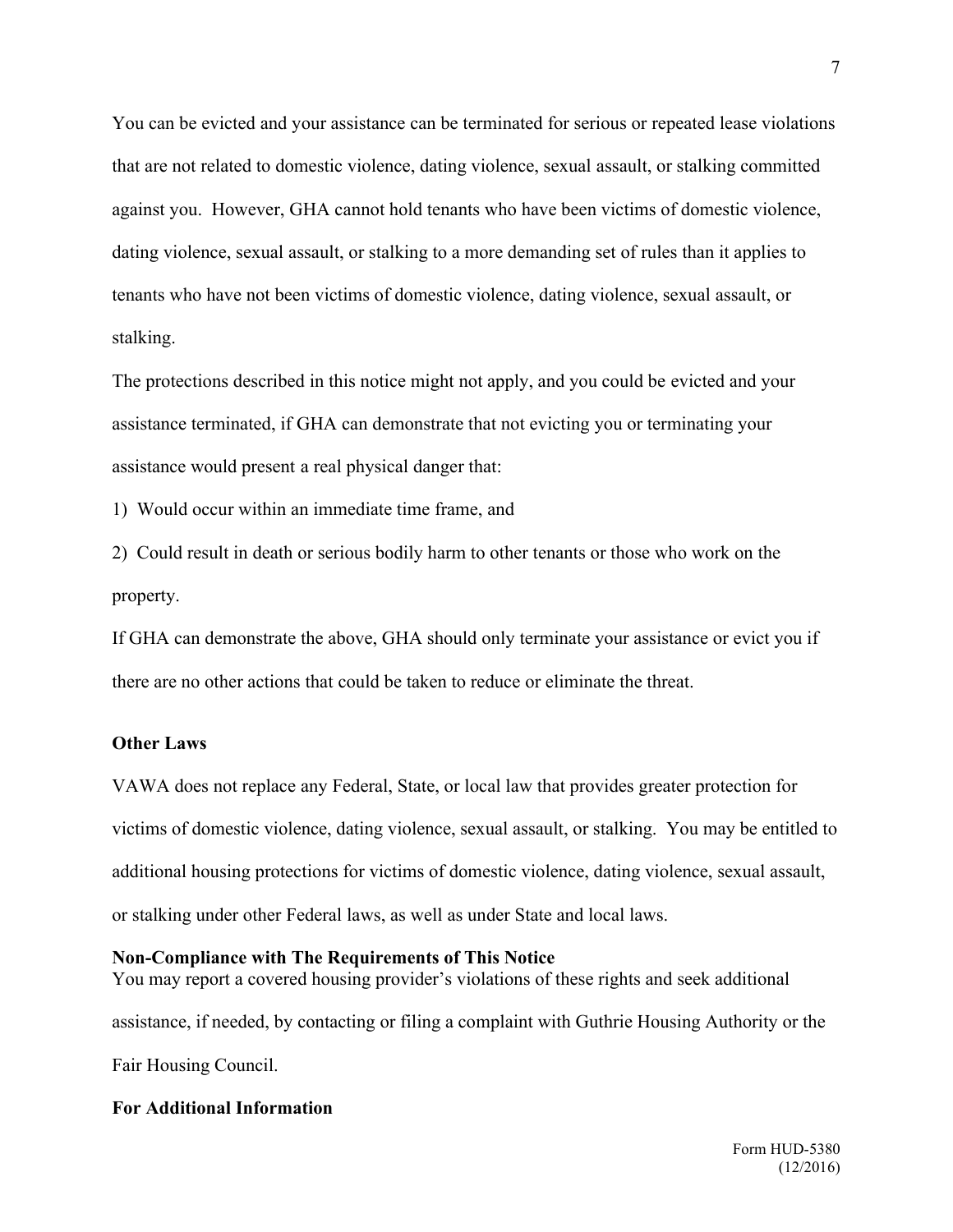You can be evicted and your assistance can be terminated for serious or repeated lease violations that are not related to domestic violence, dating violence, sexual assault, or stalking committed against you. However, GHA cannot hold tenants who have been victims of domestic violence, dating violence, sexual assault, or stalking to a more demanding set of rules than it applies to tenants who have not been victims of domestic violence, dating violence, sexual assault, or stalking.

The protections described in this notice might not apply, and you could be evicted and your assistance terminated, if GHA can demonstrate that not evicting you or terminating your assistance would present a real physical danger that:

1) Would occur within an immediate time frame, and

2) Could result in death or serious bodily harm to other tenants or those who work on the property.

If GHA can demonstrate the above, GHA should only terminate your assistance or evict you if there are no other actions that could be taken to reduce or eliminate the threat.

**Other Laws**

VAWA does not replace any Federal, State, or local law that provides greater protection for victims of domestic violence, dating violence, sexual assault, or stalking. You may be entitled to additional housing protections for victims of domestic violence, dating violence, sexual assault, or stalking under other Federal laws, as well as under State and local laws.

**Non-Compliance with The Requirements of This Notice**

You may report a covered housing provider's violations of these rights and seek additional assistance, if needed, by contacting or filing a complaint with Guthrie Housing Authority or the Fair Housing Council.

**For Additional Information**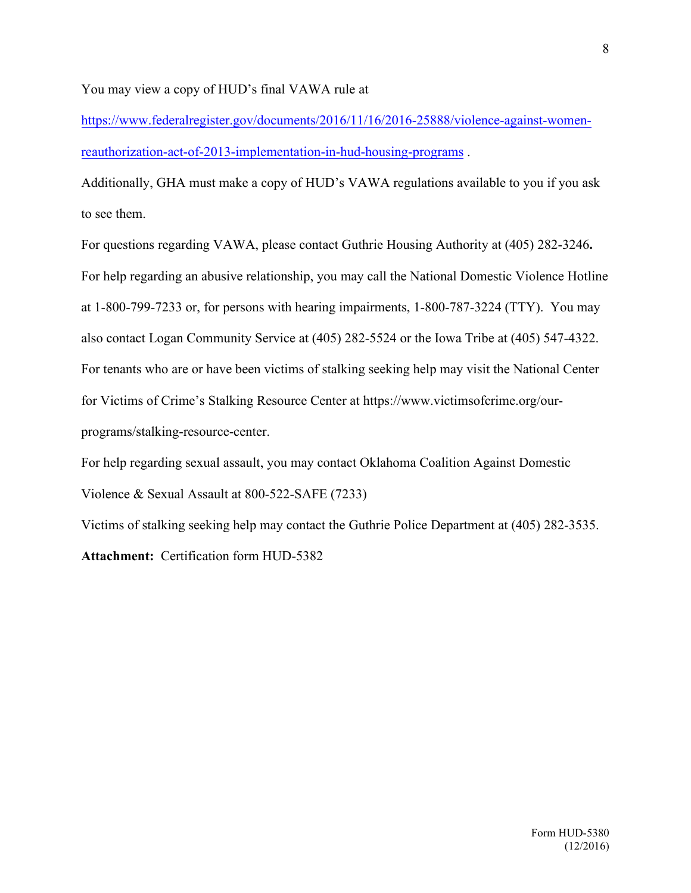You may view a copy of HUD's final VAWA rule at [https://www.federalregister.gov/documents/2016/11/16/2016-25888/violence-against-women-reauthorization-act-of-2013-implementation-in-hud-housing-programs](https://www.federalregister.gov/documents/2016/11/16/2016-25888/violence-against-women-reauthorization-act-of-2013-implementation-in-hud-housing-programs) .

Additionally, GHA must make a copy of HUD's VAWA regulations available to you if you ask to see them.

For questions regarding VAWA, please contact Guthrie Housing Authority at (405) 282-3246**.**

For help regarding an abusive relationship, you may call the National Domestic Violence Hotline at 1-800-799-7233 or, for persons with hearing impairments, 1-800-787-3224 (TTY). You may also contact Logan Community Service at (405) 282-5524 or the Iowa Tribe at (405) 547-4322.

For tenants who are or have been victims of stalking seeking help may visit the National Center for Victims of Crime's Stalking Resource Center at https://www.victimsofcrime.org/our-programs/stalking-resource-center.

For help regarding sexual assault, you may contact Oklahoma Coalition Against Domestic Violence & Sexual Assault at 800-522-SAFE (7233)

Victims of stalking seeking help may contact the Guthrie Police Department at (405) 282-3535.

**Attachment:** Certification form HUD-5382

Form HUD-5380
(12/2016)